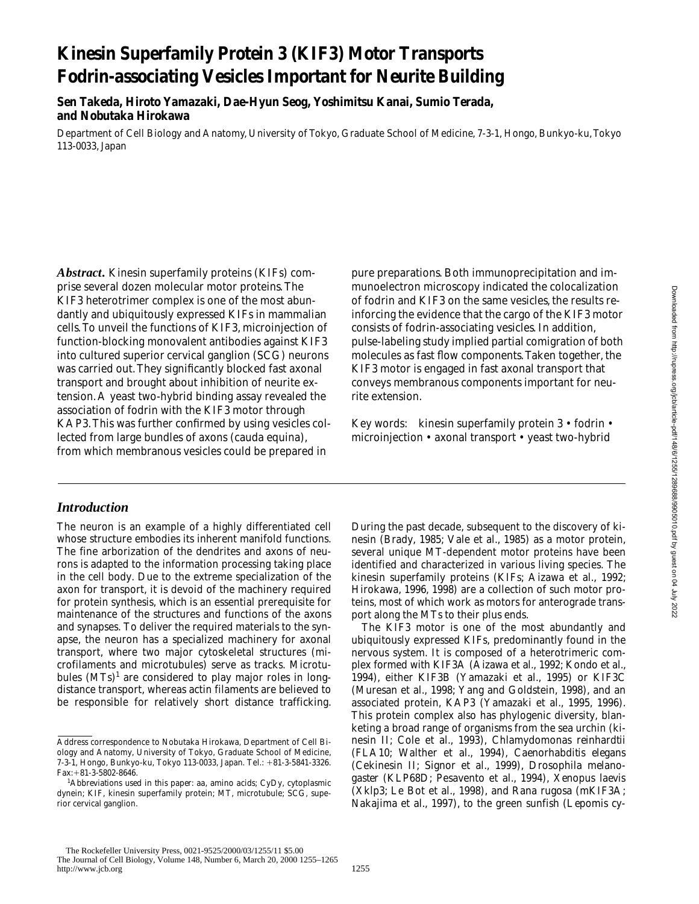# Kinesin Superfamily Protein 3 (KIF3) Motor Transports Fodrin-associating Vesicles Important for Neurite Building

**Sen Takeda, Hiroto Yamazaki, Dae-Hyun Seog, Yoshimitsu Kanai, Sumio Terada, and Nobutaka Hirokawa**

Department of Cell Biology and Anatomy, University of Tokyo, Graduate School of Medicine, 7-3-1, Hongo, Bunkyo-ku, Tokyo 113-0033, Japan

***Abstract.*** Kinesin superfamily proteins (KIFs) comprise several dozen molecular motor proteins. The KIF3 heterotrimer complex is one of the most abundantly and ubiquitously expressed KIFs in mammalian cells. To unveil the functions of KIF3, microinjection of function-blocking monovalent antibodies against KIF3 into cultured superior cervical ganglion (SCG) neurons was carried out. They significantly blocked fast axonal transport and brought about inhibition of neurite extension. A yeast two-hybrid binding assay revealed the association of fodrin with the KIF3 motor through KAP3. This was further confirmed by using vesicles collected from large bundles of axons (cauda equina), from which membranous vesicles could be prepared in pure preparations. Both immunoprecipitation and immunoelectron microscopy indicated the colocalization of fodrin and KIF3 on the same vesicles, the results reinforcing the evidence that the cargo of the KIF3 motor consists of fodrin-associating vesicles. In addition, pulse-labeling study implied partial comigration of both molecules as fast flow components. Taken together, the KIF3 motor is engaged in fast axonal transport that conveys membranous components important for neurite extension.

Key words: kinesin superfamily protein 3 • fodrin • microinjection • axonal transport • yeast two-hybrid

## *Introduction*

The neuron is an example of a highly differentiated cell whose structure embodies its inherent manifold functions. The fine arborization of the dendrites and axons of neurons is adapted to the information processing taking place in the cell body. Due to the extreme specialization of the axon for transport, it is devoid of the machinery required for protein synthesis, which is an essential prerequisite for maintenance of the structures and functions of the axons and synapses. To deliver the required materials to the synapse, the neuron has a specialized machinery for axonal transport, where two major cytoskeletal structures (microfilaments and microtubules) serve as tracks. Microtubules (MTs)[1] are considered to play major roles in long-distance transport, whereas actin filaments are believed to be responsible for relatively short distance trafficking. During the past decade, subsequent to the discovery of kinesin (Brady, 1985; Vale et al., 1985) as a motor protein, several unique MT-dependent motor proteins have been identified and characterized in various living species. The kinesin superfamily proteins (KIFs; Aizawa et al., 1992; Hirokawa, 1996, 1998) are a collection of such motor proteins, most of which work as motors for anterograde transport along the MTs to their plus ends.

The KIF3 motor is one of the most abundantly and ubiquitously expressed KIFs, predominantly found in the nervous system. It is composed of a heterotrimeric complex formed with KIF3A (Aizawa et al., 1992; Kondo et al., 1994), either KIF3B (Yamazaki et al., 1995) or KIF3C (Muresan et al., 1998; Yang and Goldstein, 1998), and an associated protein, KAP3 (Yamazaki et al., 1995, 1996). This protein complex also has phylogenic diversity, blanketing a broad range of organisms from the sea urchin (kinesin II; Cole et al., 1993), *Chlamydomonas reinhardtii* (FLA10; Walther et al., 1994), *Caenorhabditis elegans* (Cekinesin II; Signor et al., 1999), *Drosophila melanogaster* (KLP68D; Pesavento et al., 1994), *Xenopus laevis* (Xklp3; Le Bot et al., 1998), and *Rana rugosa* (mKIF3A; Nakajima et al., 1997), to the green sunfish (*Lepomis cy-*

Address correspondence to Nobutaka Hirokawa, Department of Cell Biology and Anatomy, University of Tokyo, Graduate School of Medicine, 7-3-1, Hongo, Bunkyo-ku, Tokyo 113-0033, Japan. Tel.: +81-3-5841-3326. Fax: +81-3-5802-8646.

[1]Abbreviations used in this paper: aa, amino acids; CyDy, cytoplasmic dynein; KIF, kinesin superfamily protein; MT, microtubule; SCG, superior cervical ganglion.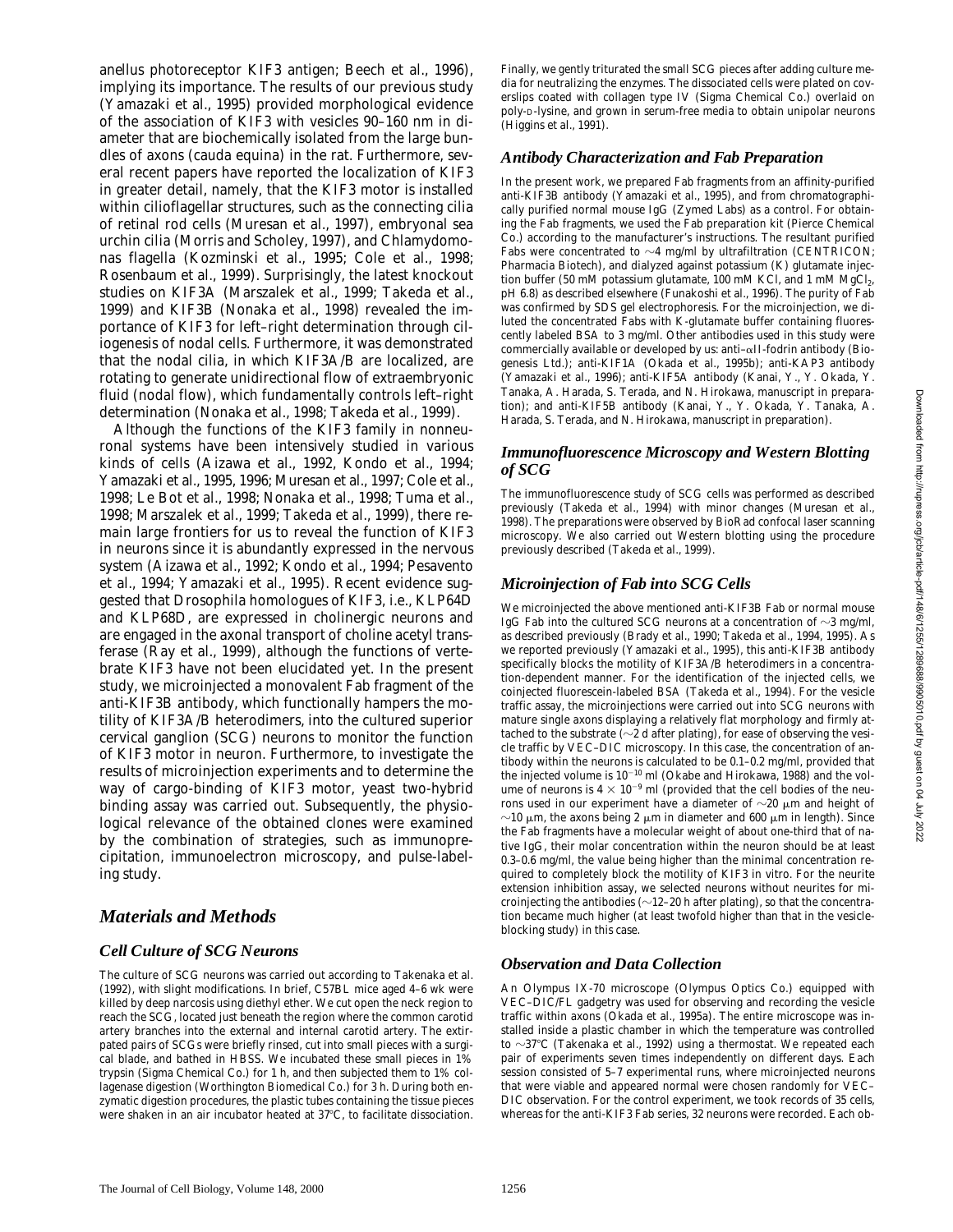anellus photoreceptor KIF3 antigen; Beech et al., 1996), implying its importance. The results of our previous study (Yamazaki et al., 1995) provided morphological evidence of the association of KIF3 with vesicles 90–160 nm in diameter that are biochemically isolated from the large bundles of axons (cauda equina) in the rat. Furthermore, several recent papers have reported the localization of KIF3 in greater detail, namely, that the KIF3 motor is installed within clioflagellar structures, such as the connecting cilia of retinal rod cells (Muresan et al., 1997), embryonal sea urchin cilia (Morris and Scholey, 1997), and Chlamydomonas flagella (Kozminski et al., 1995; Cole et al., 1998; Rosenbaum et al., 1999). Surprisingly, the latest knockout studies on KIF3A (Marszalek et al., 1999; Takeda et al., 1999) and KIF3B (Nonaka et al., 1998) revealed the importance of KIF3 for left–right determination through ciliogenesis of nodal cells. Furthermore, it was demonstrated that the nodal cilia, in which KIF3A/B are localized, are rotating to generate unidirectional flow of extraembryonic fluid (nodal flow), which fundamentally controls left–right determination (Nonaka et al., 1998; Takeda et al., 1999).

Although the functions of the KIF3 family in nonneuronal systems have been intensively studied in various kinds of cells (Aizawa et al., 1992, Kondo et al., 1994; Yamazaki et al., 1995, 1996; Muresan et al., 1997; Cole et al., 1998; Le Bot et al., 1998; Nonaka et al., 1998; Tuma et al., 1998; Marszalek et al., 1999; Takeda et al., 1999), there remain large frontiers for us to reveal the function of KIF3 in neurons since it is abundantly expressed in the nervous system (Aizawa et al., 1992; Kondo et al., 1994; Pesavento et al., 1994; Yamazaki et al., 1995). Recent evidence suggested that Drosophila homologues of KIF3, i.e., KLP64D and KLP68D, are expressed in cholinergic neurons and are engaged in the axonal transport of choline acetyl transferase (Ray et al., 1999), although the functions of vertebrate KIF3 have not been elucidated yet. In the present study, we microinjected a monovalent Fab fragment of the anti-KIF3B antibody, which functionally hampers the motility of KIF3A/B heterodimers, into the cultured superior cervical ganglion (SCG) neurons to monitor the function of KIF3 motor in neuron. Furthermore, to investigate the results of microinjection experiments and to determine the way of cargo-binding of KIF3 motor, yeast two-hybrid binding assay was carried out. Subsequently, the physiological relevance of the obtained clones were examined by the combination of strategies, such as immunoprecipitation, immunoelectron microscopy, and pulse-labeling study.

## Materials and Methods

### Cell Culture of SCG Neurons

The culture of SCG neurons was carried out according to Takenaka et al. (1992), with slight modifications. In brief, C57BL mice aged 4–6 wk were killed by deep narcosis using diethyl ether. We cut open the neck region to reach the SCG, located just beneath the region where the common carotid artery branches into the external and internal carotid artery. The extirpated pairs of SCGs were briefly rinsed, cut into small pieces with a surgical blade, and bathed in HBSS. We incubated these small pieces in 1% trypsin (Sigma Chemical Co.) for 1 h, and then subjected them to 1% collagenase digestion (Worthington Biomedical Co.) for 3 h. During both enzymatic digestion procedures, the plastic tubes containing the tissue pieces were shaken in an air incubator heated at 37°C, to facilitate dissociation. Finally, we gently triturated the small SCG pieces after adding culture media for neutralizing the enzymes. The dissociated cells were plated on coverslips coated with collagen type IV (Sigma Chemical Co.) overlaid on poly-D-lysine, and grown in serum-free media to obtain unipolar neurons (Higgins et al., 1991).

### Antibody Characterization and Fab Preparation

In the present work, we prepared Fab fragments from an affinity-purified anti-KIF3B antibody (Yamazaki et al., 1995), and from chromatographically purified normal mouse IgG (Zymed Labs) as a control. For obtaining the Fab fragments, we used the Fab preparation kit (Pierce Chemical Co.) according to the manufacturer's instructions. The resultant purified Fabs were concentrated to ~4 mg/ml by ultrafiltration (CENTRICON; Pharmacia Biotech), and dialyzed against potassium (K) glutamate injection buffer (50 mM potassium glutamate, 100 mM KCl, and 1 mM $MgCl_2$, pH 6.8) as described elsewhere (Funakoshi et al., 1996). The purity of Fab was confirmed by SDS gel electrophoresis. For the microinjection, we diluted the concentrated Fabs with K-glutamate buffer containing fluorescently labeled BSA to 3 mg/ml. Other antibodies used in this study were commercially available or developed by us: anti–αII-fodrin antibody (Biogenesis Ltd.); anti-KIF1A (Okada et al., 1995b); anti-KAP3 antibody (Yamazaki et al., 1996); anti-KIF5A antibody (Kanai, Y., Y. Okada, Y. Tanaka, A. Harada, S. Terada, and N. Hirokawa, manuscript in preparation); and anti-KIF5B antibody (Kanai, Y., Y. Okada, Y. Tanaka, A. Harada, S. Terada, and N. Hirokawa, manuscript in preparation).

### Immunofluorescence Microscopy and Western Blotting of SCG

The immunofluorescence study of SCG cells was performed as described previously (Takeda et al., 1994) with minor changes (Muresan et al., 1998). The preparations were observed by BioRad confocal laser scanning microscopy. We also carried out Western blotting using the procedure previously described (Takeda et al., 1999).

### Microinjection of Fab into SCG Cells

We microinjected the above mentioned anti-KIF3B Fab or normal mouse IgG Fab into the cultured SCG neurons at a concentration of ~3 mg/ml, as described previously (Brady et al., 1990; Takeda et al., 1994, 1995). As we reported previously (Yamazaki et al., 1995), this anti-KIF3B antibody specifically blocks the motility of KIF3A/B heterodimers in a concentration-dependent manner. For the identification of the injected cells, we coinjected fluorescein-labeled BSA (Takeda et al., 1994). For the vesicle traffic assay, the microinjections were carried out into SCG neurons with mature single axons displaying a relatively flat morphology and firmly attached to the substrate (~2 d after plating), for ease of observing the vesicle traffic by VEC–DIC microscopy. In this case, the concentration of antibody within the neurons is calculated to be 0.1–0.2 mg/ml, provided that the injected volume is $10^{-10}$ ml (Okabe and Hirokawa, 1988) and the volume of neurons is $4 \times 10^{-9}$ ml (provided that the cell bodies of the neurons used in our experiment have a diameter of ~20 μm and height of ~10 μm, the axons being 2 μm in diameter and 600 μm in length). Since the Fab fragments have a molecular weight of about one-third that of native IgG, their molar concentration within the neuron should be at least 0.3–0.6 mg/ml, the value being higher than the minimal concentration required to completely block the motility of KIF3 in vitro. For the neurite extension inhibition assay, we selected neurons without neurites for microinjecting the antibodies (~12–20 h after plating), so that the concentration became much higher (at least twofold higher than that in the vesicle-blocking study) in this case.

### Observation and Data Collection

An Olympus IX-70 microscope (Olympus Optics Co.) equipped with VEC–DIC/FL gadgetry was used for observing and recording the vesicle traffic within axons (Okada et al., 1995a). The entire microscope was installed inside a plastic chamber in which the temperature was controlled to ~37°C (Takenaka et al., 1992) using a thermostat. We repeated each pair of experiments seven times independently on different days. Each session consisted of 5–7 experimental runs, where microinjected neurons that were viable and appeared normal were chosen randomly for VEC–DIC observation. For the control experiment, we took records of 35 cells, whereas for the anti-KIF3 Fab series, 32 neurons were recorded. Each ob-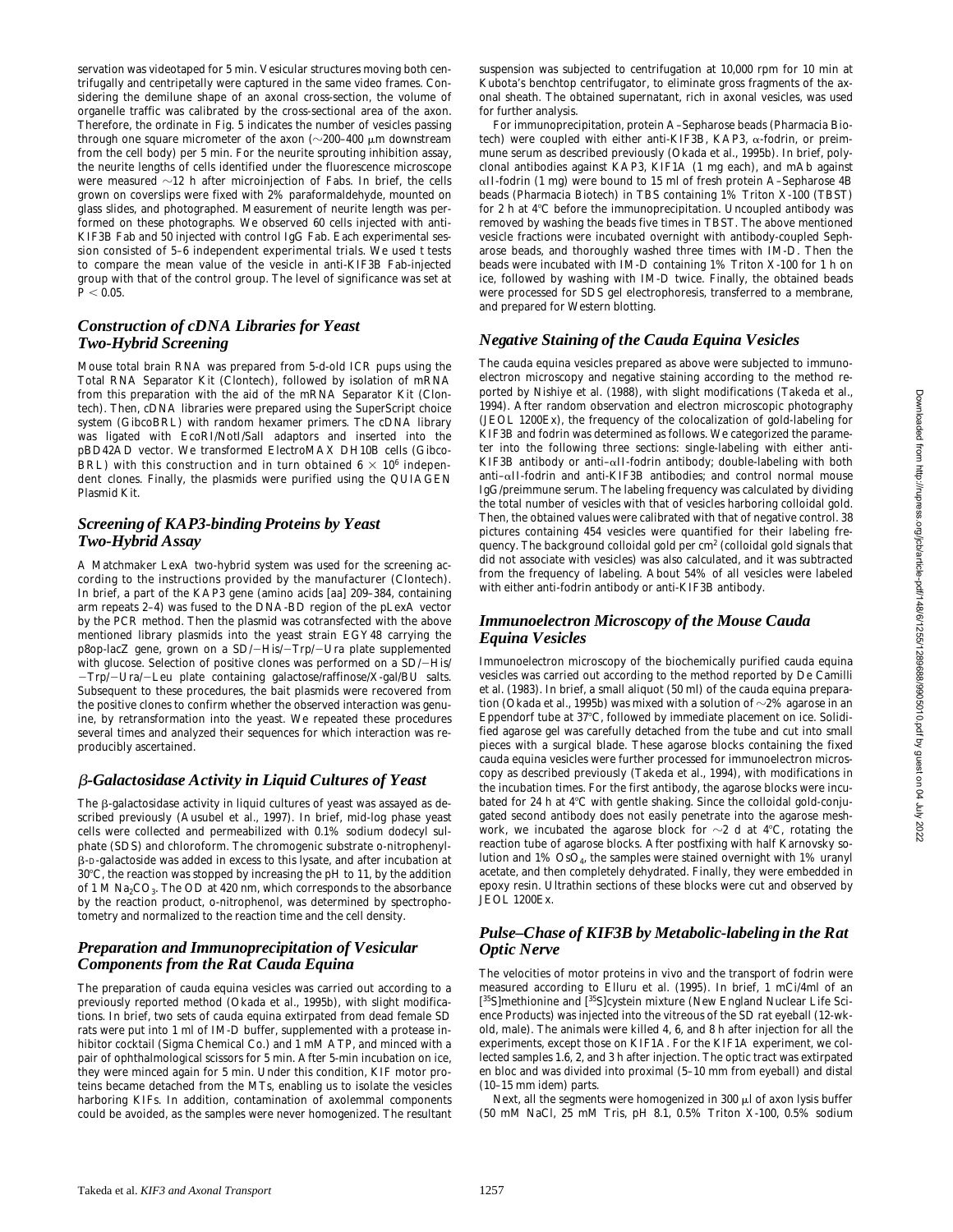servation was videotaped for 5 min. Vesicular structures moving both centrifugally and centripetally were captured in the same video frames. Considering the demilune shape of an axonal cross-section, the volume of organelle traffic was calibrated by the cross-sectional area of the axon. Therefore, the ordinate in Fig. 5 indicates the number of vesicles passing through one square micrometer of the axon (~200–400 μm downstream from the cell body) per 5 min. For the neurite sprouting inhibition assay, the neurite lengths of cells identified under the fluorescence microscope were measured ~12 h after microinjection of Fabs. In brief, the cells grown on coverslips were fixed with 2% paraformaldehyde, mounted on glass slides, and photographed. Measurement of neurite length was performed on these photographs. We observed 60 cells injected with anti-KIF3B Fab and 50 injected with control IgG Fab. Each experimental session consisted of 5–6 independent experimental trials. We used t tests to compare the mean value of the vesicle in anti-KIF3B Fab-injected group with that of the control group. The level of significance was set at $P < 0.05$.

## *Construction of cDNA Libraries for Yeast Two-Hybrid Screening*

Mouse total brain RNA was prepared from 5-d-old ICR pups using the Total RNA Separator Kit (Clontech), followed by isolation of mRNA from this preparation with the aid of the mRNA Separator Kit (Clontech). Then, cDNA libraries were prepared using the SuperScript choice system (GibcoBRL) with random hexamer primers. The cDNA library was ligated with EcoRI/NotI/SalI adaptors and inserted into the pBD42AD vector. We transformed ElectroMAX DH10B cells (GibcoBRL) with this construction and in turn obtained $6 \times 10^6$ independent clones. Finally, the plasmids were purified using the QUIAGEN Plasmid Kit.

## *Screening of KAP3-binding Proteins by Yeast Two-Hybrid Assay*

A Matchmaker LexA two-hybrid system was used for the screening according to the instructions provided by the manufacturer (Clontech). In brief, a part of the KAP3 gene (amino acids [aa] 209–384, containing arm repeats 2–4) was fused to the DNA-BD region of the pLexA vector by the PCR method. Then the plasmid was cotransfected with the above mentioned library plasmids into the yeast strain EGY48 carrying the p8op-lacZ gene, grown on a SD/−His/−Trp/−Ura plate supplemented with glucose. Selection of positive clones was performed on a SD/−His/−Trp/−Ura/−Leu plate containing galactose/raffinose/X-gal/BU salts. Subsequent to these procedures, the bait plasmids were recovered from the positive clones to confirm whether the observed interaction was genuine, by retransformation into the yeast. We repeated these procedures several times and analyzed their sequences for which interaction was reproducibly ascertained.

## *β-Galactosidase Activity in Liquid Cultures of Yeast*

The β-galactosidase activity in liquid cultures of yeast was assayed as described previously (Ausubel et al., 1997). In brief, mid-log phase yeast cells were collected and permeabilized with 0.1% sodium dodecyl sulphate (SDS) and chloroform. The chromogenic substrate o-nitrophenyl-β-D-galactoside was added in excess to this lysate, and after incubation at 30°C, the reaction was stopped by increasing the pH to 11, by the addition of 1 M $Na_2CO_3$. The OD at 420 nm, which corresponds to the absorbance by the reaction product, o-nitrophenol, was determined by spectrophotometry and normalized to the reaction time and the cell density.

## *Preparation and Immunoprecipitation of Vesicular Components from the Rat Cauda Equina*

The preparation of cauda equina vesicles was carried out according to a previously reported method (Okada et al., 1995b), with slight modifications. In brief, two sets of cauda equina extirpated from dead female SD rats were put into 1 ml of IM-D buffer, supplemented with a protease inhibitor cocktail (Sigma Chemical Co.) and 1 mM ATP, and minced with a pair of ophthalmological scissors for 5 min. After 5-min incubation on ice, they were minced again for 5 min. Under this condition, KIF motor proteins became detached from the MTs, enabling us to isolate the vesicles harboring KIFs. In addition, contamination of axolemmal components could be avoided, as the samples were never homogenized. The resultant suspension was subjected to centrifugation at 10,000 rpm for 10 min at Kubota's benchtop centrifugator, to eliminate gross fragments of the axonal sheath. The obtained supernatant, rich in axonal vesicles, was used for further analysis.

For immunoprecipitation, protein A–Sepharose beads (Pharmacia Biotech) were coupled with either anti-KIF3B, KAP3, α-fodrin, or preimmune serum as described previously (Okada et al., 1995b). In brief, polyclonal antibodies against KAP3, KIF1A (1 mg each), and mAb against αII-fodrin (1 mg) were bound to 15 ml of fresh protein A–Sepharose 4B beads (Pharmacia Biotech) in TBS containing 1% Triton X-100 (TBST) for 2 h at 4°C before the immunoprecipitation. Uncoupled antibody was removed by washing the beads five times in TBST. The above mentioned vesicle fractions were incubated overnight with antibody-coupled Sepharose beads, and thoroughly washed three times with IM-D. Then the beads were incubated with IM-D containing 1% Triton X-100 for 1 h on ice, followed by washing with IM-D twice. Finally, the obtained beads were processed for SDS gel electrophoresis, transferred to a membrane, and prepared for Western blotting.

## *Negative Staining of the Cauda Equina Vesicles*

The cauda equina vesicles prepared as above were subjected to immunoelectron microscopy and negative staining according to the method reported by Nishiye et al. (1988), with slight modifications (Takeda et al., 1994). After random observation and electron microscopic photography (JEOL 1200Ex), the frequency of the colocalization of gold-labeling for KIF3B and fodrin was determined as follows. We categorized the parameter into the following three sections: single-labeling with either anti-KIF3B antibody or anti–αII-fodrin antibody; double-labeling with both anti–αII-fodrin and anti-KIF3B antibodies; and control normal mouse IgG/preimmune serum. The labeling frequency was calculated by dividing the total number of vesicles with that of vesicles harboring colloidal gold. Then, the obtained values were calibrated with that of negative control. 38 pictures containing 454 vesicles were quantified for their labeling frequency. The background colloidal gold per $cm^2$ (colloidal gold signals that did not associate with vesicles) was also calculated, and it was subtracted from the frequency of labeling. About 54% of all vesicles were labeled with either anti-fodrin antibody or anti-KIF3B antibody.

## *Immunoelectron Microscopy of the Mouse Cauda Equina Vesicles*

Immunoelectron microscopy of the biochemically purified cauda equina vesicles was carried out according to the method reported by De Camilli et al. (1983). In brief, a small aliquot (50 ml) of the cauda equina preparation (Okada et al., 1995b) was mixed with a solution of ~2% agarose in an Eppendorf tube at 37°C, followed by immediate placement on ice. Solidified agarose gel was carefully detached from the tube and cut into small pieces with a surgical blade. These agarose blocks containing the fixed cauda equina vesicles were further processed for immunoelectron microscopy as described previously (Takeda et al., 1994), with modifications in the incubation times. For the first antibody, the agarose blocks were incubated for 24 h at 4°C with gentle shaking. Since the colloidal gold-conjugated second antibody does not easily penetrate into the agarose meshwork, we incubated the agarose block for ~2 d at 4°C, rotating the reaction tube of agarose blocks. After postfixing with half Karnovsky solution and 1% $OsO_4$, the samples were stained overnight with 1% uranyl acetate, and then completely dehydrated. Finally, they were embedded in epoxy resin. Ultrathin sections of these blocks were cut and observed by JEOL 1200Ex.

## *Pulse–Chase of KIF3B by Metabolic-labeling in the Rat Optic Nerve*

The velocities of motor proteins in vivo and the transport of fodrin were measured according to Elluru et al. (1995). In brief, 1 mCi/4ml of an [$^{35}$S]methionine and [$^{35}$S]cystein mixture (New England Nuclear Life Science Products) was injected into the vitreous of the SD rat eyeball (12-wk-old, male). The animals were killed 4, 6, and 8 h after injection for all the experiments, except those on KIF1A. For the KIF1A experiment, we collected samples 1.6, 2, and 3 h after injection. The optic tract was extirpated en bloc and was divided into proximal (5–10 mm from eyeball) and distal (10–15 mm idem) parts.

Next, all the segments were homogenized in 300 μl of axon lysis buffer (50 mM NaCl, 25 mM Tris, pH 8.1, 0.5% Triton X-100, 0.5% sodium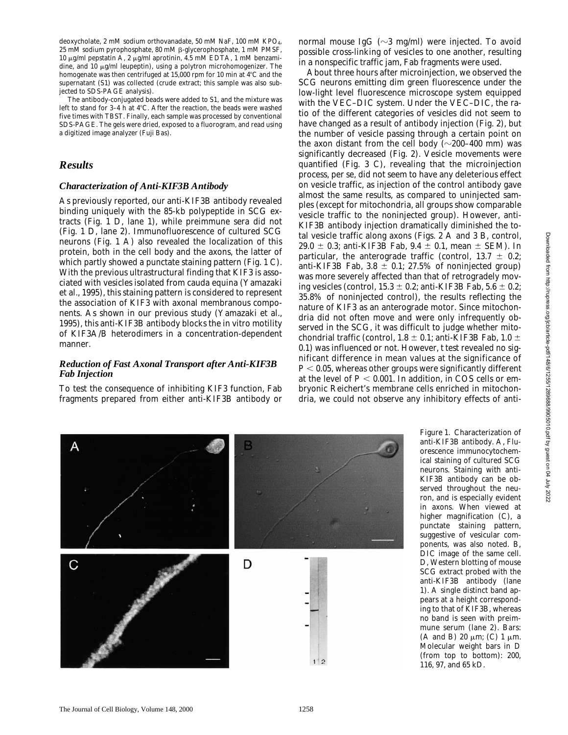deoxycholate, 2 mM sodium orthovanadate, 50 mM NaF, 100 mM $KPO_4$, 25 mM sodium pyrophosphate, 80 mM β-glycerophosphate, 1 mM PMSF, 10 μg/ml pepstatin A, 2 μg/ml aprotinin, 4.5 mM EDTA, 1 mM benzamidine, and 10 μg/ml leupeptin), using a polytron microhomogenizer. The homogenate was then centrifuged at 15,000 rpm for 10 min at 4°C and the supernatant (S1) was collected (crude extract; this sample was also subjected to SDS-PAGE analysis).

The antibody-conjugated beads were added to S1, and the mixture was left to stand for 3–4 h at 4°C. After the reaction, the beads were washed five times with TBST. Finally, each sample was processed by conventional SDS-PAGE. The gels were dried, exposed to a fluorogram, and read using a digitized image analyzer (Fuji Bas).

## Results

### Characterization of Anti-KIF3B Antibody

As previously reported, our anti-KIF3B antibody revealed binding uniquely with the 85-kb polypeptide in SCG extracts (Fig. 1 D, lane 1), while preimmune sera did not (Fig. 1 D, lane 2). Immunofluorescence of cultured SCG neurons (Fig. 1 A) also revealed the localization of this protein, both in the cell body and the axons, the latter of which partly showed a punctate staining pattern (Fig. 1 C). With the previous ultrastructural finding that KIF3 is associated with vesicles isolated from cauda equina (Yamazaki et al., 1995), this staining pattern is considered to represent the association of KIF3 with axonal membranous components. As shown in our previous study (Yamazaki et al., 1995), this anti-KIF3B antibody blocks the in vitro motility of KIF3A/B heterodimers in a concentration-dependent manner.

### Reduction of Fast Axonal Transport after Anti-KIF3B Fab Injection

To test the consequence of inhibiting KIF3 function, Fab fragments prepared from either anti-KIF3B antibody or normal mouse IgG (~3 mg/ml) were injected. To avoid possible cross-linking of vesicles to one another, resulting in a nonspecific traffic jam, Fab fragments were used.

About three hours after microinjection, we observed the SCG neurons emitting dim green fluorescence under the low-light level fluorescence microscope system equipped with the VEC–DIC system. Under the VEC–DIC, the ratio of the different categories of vesicles did not seem to have changed as a result of antibody injection (Fig. 2), but the number of vesicle passing through a certain point on the axon distant from the cell body (~200–400 mm) was significantly decreased (Fig. 2). Vesicle movements were quantified (Fig. 3 C), revealing that the microinjection process, per se, did not seem to have any deleterious effect on vesicle traffic, as injection of the control antibody gave almost the same results, as compared to uninjected samples (except for mitochondria, all groups show comparable vesicle traffic to the noninjected group). However, anti-KIF3B antibody injection dramatically diminished the total vesicle traffic along axons (Figs. 2 A and 3 B, control, 29.0 ± 0.3; anti-KIF3B Fab, 9.4 ± 0.1, mean ± SEM). In particular, the anterograde traffic (control, 13.7 ± 0.2; anti-KIF3B Fab, 3.8 ± 0.1; 27.5% of noninjected group) was more severely affected than that of retrogradely moving vesicles (control, 15.3 ± 0.2; anti-KIF3B Fab, 5.6 ± 0.2; 35.8% of noninjected control), the results reflecting the nature of KIF3 as an anterograde motor. Since mitochondria did not often move and were only infrequently observed in the SCG, it was difficult to judge whether mitochondrial traffic (control, 1.8 ± 0.1; anti-KIF3B Fab, 1.0 ± 0.1) was influenced or not. However, t test revealed no significant difference in mean values at the significance of $P < 0.05$, whereas other groups were significantly different at the level of $P < 0.001$. In addition, in COS cells or embryonic Reichert's membrane cells enriched in mitochondria, we could not observe any inhibitory effects of anti-

Figure 1. Characterization of anti-KIF3B antibody. A, Fluorescence immunocytochemical staining of cultured SCG neurons. Staining with anti-KIF3B antibody can be observed throughout the neuron, and is especially evident in axons. When viewed at higher magnification (C), a punctate staining pattern, suggestive of vesicular components, was also noted. B, DIC image of the same cell. D, Western blotting of mouse SCG extract probed with the anti-KIF3B antibody (lane 1). A single distinct band appears at a height corresponding to that of KIF3B, whereas no band is seen with preimmune serum (lane 2). Bars: (A and B) 20 μm; (C) 1 μm. Molecular weight bars in D (from top to bottom): 200, 116, 97, and 65 kD.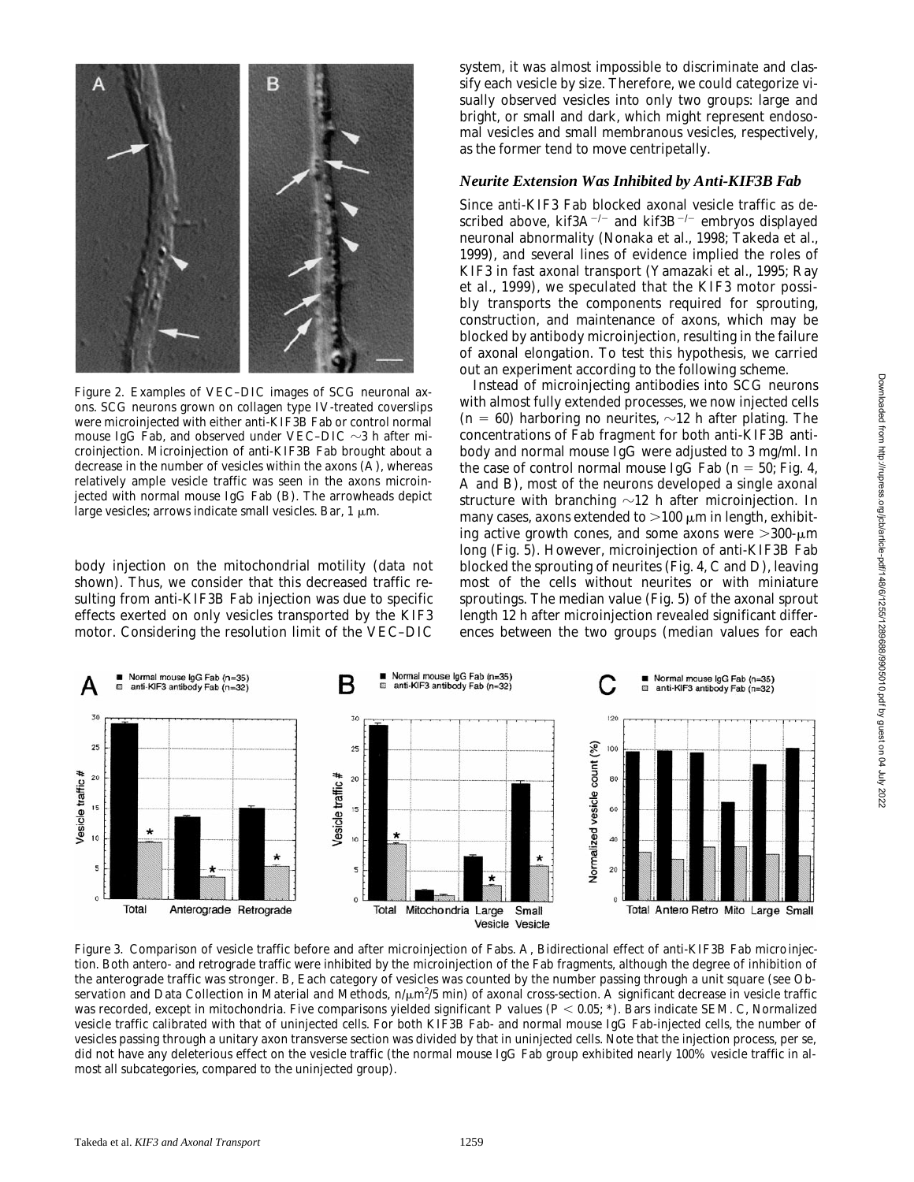Figure 2. Examples of VEC–DIC images of SCG neuronal axons. SCG neurons grown on collagen type IV-treated coverslips were microinjected with either anti-KIF3B Fab or control normal mouse IgG Fab, and observed under VEC–DIC ~3 h after microinjection. Microinjection of anti-KIF3B Fab brought about a decrease in the number of vesicles within the axons (A), whereas relatively ample vesicle traffic was seen in the axons microinjected with normal mouse IgG Fab (B). The arrowheads depict large vesicles; arrows indicate small vesicles. Bar, 1 μm.

body injection on the mitochondrial motility (data not shown). Thus, we consider that this decreased traffic resulting from anti-KIF3B Fab injection was due to specific effects exerted on only vesicles transported by the KIF3 motor. Considering the resolution limit of the VEC–DIC system, it was almost impossible to discriminate and classify each vesicle by size. Therefore, we could categorize visually observed vesicles into only two groups: large and bright, or small and dark, which might represent endosomal vesicles and small membranous vesicles, respectively, as the former tend to move centripetally.

### *Neurite Extension Was Inhibited by Anti-KIF3B Fab*

Since anti-KIF3 Fab blocked axonal vesicle traffic as described above, $kif3A^{-/-}$ and $kif3B^{-/-}$ embryos displayed neuronal abnormality (Nonaka et al., 1998; Takeda et al., 1999), and several lines of evidence implied the roles of KIF3 in fast axonal transport (Yamazaki et al., 1995; Ray et al., 1999), we speculated that the KIF3 motor possibly transports the components required for sprouting, construction, and maintenance of axons, which may be blocked by antibody microinjection, resulting in the failure of axonal elongation. To test this hypothesis, we carried out an experiment according to the following scheme.

Instead of microinjecting antibodies into SCG neurons with almost fully extended processes, we now injected cells ($n = 60$) harboring no neurites, ~12 h after plating. The concentrations of Fab fragment for both anti-KIF3B antibody and normal mouse IgG were adjusted to 3 mg/ml. In the case of control normal mouse IgG Fab ($n = 50$; Fig. 4, A and B), most of the neurons developed a single axonal structure with branching ~12 h after microinjection. In many cases, axons extended to >100 μm in length, exhibiting active growth cones, and some axons were >300-μm long (Fig. 5). However, microinjection of anti-KIF3B Fab blocked the sprouting of neurites (Fig. 4, C and D), leaving most of the cells without neurites or with miniature sproutings. The median value (Fig. 5) of the axonal sprout length 12 h after microinjection revealed significant differences between the two groups (median values for each

Figure 3. Comparison of vesicle traffic before and after microinjection of Fabs. A, Bidirectional effect of anti-KIF3B Fab microinjection. Both antero- and retrograde traffic were inhibited by the microinjection of the Fab fragments, although the degree of inhibition of the anterograde traffic was stronger. B, Each category of vesicles was counted by the number passing through a unit square (see Observation and Data Collection in Material and Methods, $n/\mu m^2/5$ min) of axonal cross-section. A significant decrease in vesicle traffic was recorded, except in mitochondria. Five comparisons yielded significant P values ($P < 0.05$; *). Bars indicate SEM. C, Normalized vesicle traffic calibrated with that of uninjected cells. For both KIF3B Fab- and normal mouse IgG Fab-injected cells, the number of vesicles passing through a unitary axon transverse section was divided by that in uninjected cells. Note that the injection process, per se, did not have any deleterious effect on the vesicle traffic (the normal mouse IgG Fab group exhibited nearly 100% vesicle traffic in almost all subcategories, compared to the uninjected group).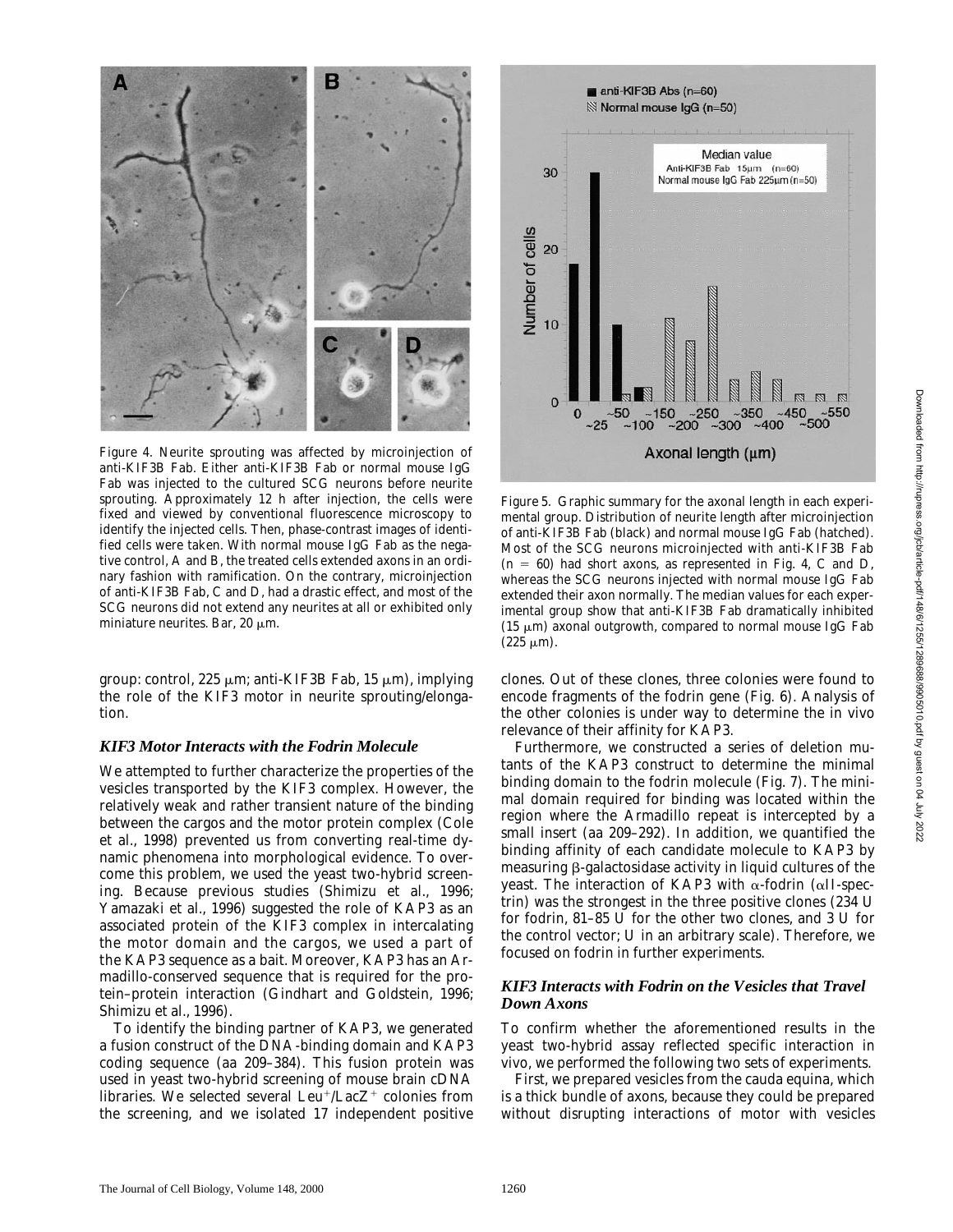Figure 4. Neurite sprouting was affected by microinjection of anti-KIF3B Fab. Either anti-KIF3B Fab or normal mouse IgG Fab was injected to the cultured SCG neurons before neurite sprouting. Approximately 12 h after injection, the cells were fixed and viewed by conventional fluorescence microscopy to identify the injected cells. Then, phase-contrast images of identified cells were taken. With normal mouse IgG Fab as the negative control, A and B, the treated cells extended axons in an ordinary fashion with ramification. On the contrary, microinjection of anti-KIF3B Fab, C and D, had a drastic effect, and most of the SCG neurons did not extend any neurites at all or exhibited only miniature neurites. Bar, 20 μm.

Figure 5. Graphic summary for the axonal length in each experimental group. Distribution of neurite length after microinjection of anti-KIF3B Fab (black) and normal mouse IgG Fab (hatched). Most of the SCG neurons microinjected with anti-KIF3B Fab (n = 60) had short axons, as represented in Fig. 4, C and D, whereas the SCG neurons injected with normal mouse IgG Fab extended their axon normally. The median values for each experimental group show that anti-KIF3B Fab dramatically inhibited (15 μm) axonal outgrowth, compared to normal mouse IgG Fab (225 μm).

group: control, 225 μm; anti-KIF3B Fab, 15 μm), implying the role of the KIF3 motor in neurite sprouting/elongation.

### *KIF3 Motor Interacts with the Fodrin Molecule*

We attempted to further characterize the properties of the vesicles transported by the KIF3 complex. However, the relatively weak and rather transient nature of the binding between the cargos and the motor protein complex (Cole et al., 1998) prevented us from converting real-time dynamic phenomena into morphological evidence. To overcome this problem, we used the yeast two-hybrid screening. Because previous studies (Shimizu et al., 1996; Yamazaki et al., 1996) suggested the role of KAP3 as an associated protein of the KIF3 complex in intercalating the motor domain and the cargos, we used a part of the KAP3 sequence as a bait. Moreover, KAP3 has an Armadillo-conserved sequence that is required for the protein–protein interaction (Gindhart and Goldstein, 1996; Shimizu et al., 1996).

To identify the binding partner of KAP3, we generated a fusion construct of the DNA-binding domain and KAP3 coding sequence (aa 209–384). This fusion protein was used in yeast two-hybrid screening of mouse brain cDNA libraries. We selected several $Leu^+$/$LacZ^+$ colonies from the screening, and we isolated 17 independent positive clones. Out of these clones, three colonies were found to encode fragments of the fodrin gene (Fig. 6). Analysis of the other colonies is under way to determine the in vivo relevance of their affinity for KAP3.

Furthermore, we constructed a series of deletion mutants of the KAP3 construct to determine the minimal binding domain to the fodrin molecule (Fig. 7). The minimal domain required for binding was located within the region where the Armadillo repeat is intercepted by a small insert (aa 209–292). In addition, we quantified the binding affinity of each candidate molecule to KAP3 by measuring β-galactosidase activity in liquid cultures of the yeast. The interaction of KAP3 with α-fodrin (αII-spectrin) was the strongest in the three positive clones (234 U for fodrin, 81–85 U for the other two clones, and 3 U for the control vector; U in an arbitrary scale). Therefore, we focused on fodrin in further experiments.

### *KIF3 Interacts with Fodrin on the Vesicles that Travel Down Axons*

To confirm whether the aforementioned results in the yeast two-hybrid assay reflected specific interaction in vivo, we performed the following two sets of experiments.

First, we prepared vesicles from the cauda equina, which is a thick bundle of axons, because they could be prepared without disrupting interactions of motor with vesicles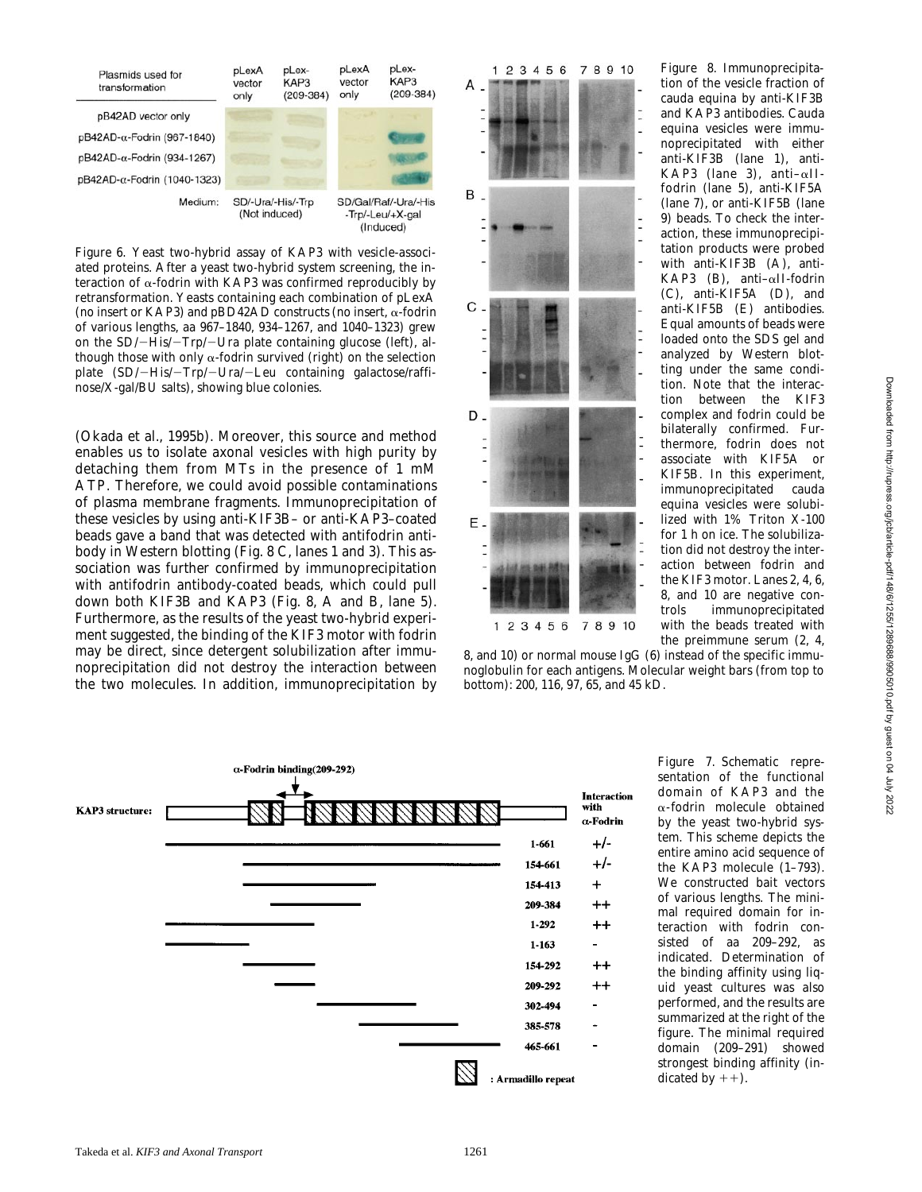Figure 6. Yeast two-hybrid assay of KAP3 with vesicle-associated proteins. After a yeast two-hybrid system screening, the interaction of α-fodrin with KAP3 was confirmed reproducibly by retransformation. Yeasts containing each combination of pLexA (no insert or KAP3) and pBD42AD constructs (no insert, α-fodrin of various lengths, aa 967–1840, 934–1267, and 1040–1323) grew on the SD/−His/−Trp/−Ura plate containing glucose (left), although those with only α-fodrin survived (right) on the selection plate (SD/−His/−Trp/−Ura/−Leu containing galactose/raffinose/X-gal/BU salts), showing blue colonies.

(Okada et al., 1995b). Moreover, this source and method enables us to isolate axonal vesicles with high purity by detaching them from MTs in the presence of 1 mM ATP. Therefore, we could avoid possible contaminations of plasma membrane fragments. Immunoprecipitation of these vesicles by using anti-KIF3B– or anti-KAP3–coated beads gave a band that was detected with antifodrin antibody in Western blotting (Fig. 8 C, lanes 1 and 3). This association was further confirmed by immunoprecipitation with antifodrin antibody-coated beads, which could pull down both KIF3B and KAP3 (Fig. 8, A and B, lane 5). Furthermore, as the results of the yeast two-hybrid experiment suggested, the binding of the KIF3 motor with fodrin may be direct, since detergent solubilization after immunoprecipitation did not destroy the interaction between the two molecules. In addition, immunoprecipitation by

Figure 8. Immunoprecipitation of the vesicle fraction of cauda equina by anti-KIF3B and KAP3 antibodies. Cauda equina vesicles were immunoprecipitated with either anti-KIF3B (lane 1), anti-KAP3 (lane 3), anti–αII-fodrin (lane 5), anti-KIF5A (lane 7), or anti-KIF5B (lane 9) beads. To check the interaction, these immunoprecipitation products were probed with anti-KIF3B (A), anti-KAP3 (B), anti–αII-fodrin (C), anti-KIF5A (D), and anti-KIF5B (E) antibodies. Equal amounts of beads were loaded onto the SDS gel and analyzed by Western blotting under the same condition. Note that the interaction between fodrin and KIF3 complex and fodrin could be bilaterally confirmed. Furthermore, fodrin does not associate with KIF5A or KIF5B. In this experiment, immunoprecipitated cauda equina vesicles were solubilized with 1% Triton X-100 for 1 h on ice. The solubilization did not destroy the interaction between fodrin and the KIF3 motor. Lanes 2, 4, 6, 8, and 10 are negative controls immunoprecipitated with the beads treated with the preimmune serum (2, 4, 8, and 10) or normal mouse IgG (6) instead of the specific immunoglobulin for each antigens. Molecular weight bars (from top to bottom): 200, 116, 97, 65, and 45 kD.

Figure 7. Schematic representation of the functional domain of KAP3 and the α-fodrin molecule obtained by the yeast two-hybrid system. This scheme depicts the entire amino acid sequence of the KAP3 molecule (1–793). We constructed bait vectors of various lengths. The minimal required domain for interaction with fodrin consisted of aa 209–292, as indicated. Determination of the binding affinity using liquid yeast cultures was also performed, and the results are summarized at the right of the figure. The minimal required domain (209–291) showed strongest binding affinity (indicated by ++).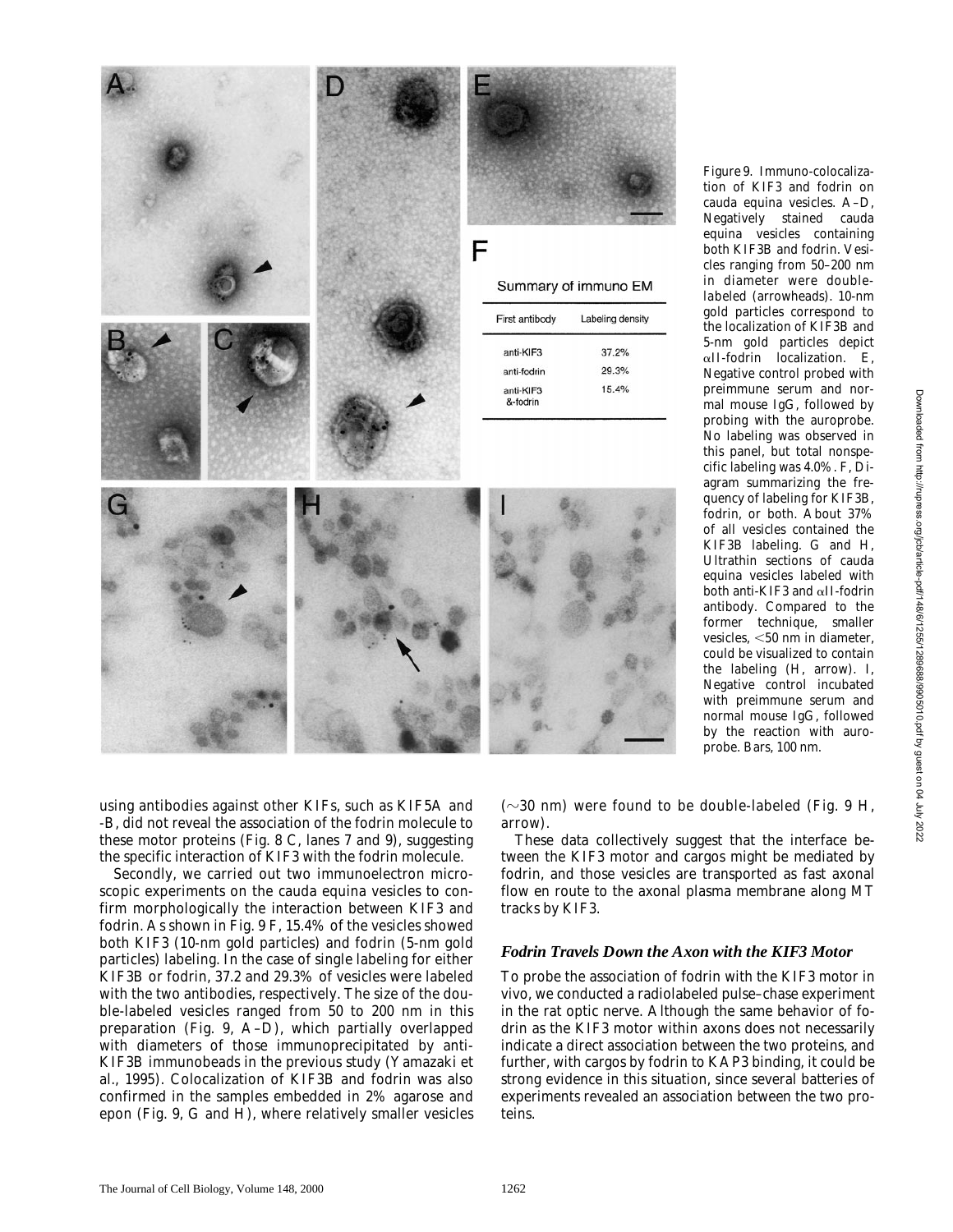Summary of immuno EM

| First antibody | Labeling density |
|---|---|
| anti-KIF3 | 37.2% |
| anti-fodrin | 29.3% |
| anti-KIF3 &-fodrin | 15.4% |

Figure 9. Immuno-colocalization of KIF3 and fodrin on cauda equina vesicles. A–D, Negatively stained cauda equina vesicles containing both KIF3B and fodrin. Vesicles ranging from 50–200 nm in diameter were double-labeled (arrowheads). 10-nm gold particles correspond to the localization of KIF3B and 5-nm gold particles depict αII-fodrin localization. E, Negative control probed with preimmune serum and normal mouse IgG, followed by probing with the auroprobe. No labeling was observed in this panel, but total nonspecific labeling was 4.0%. F, Diagram summarizing the frequency of labeling for KIF3B, fodrin, or both. About 37% of all vesicles contained the KIF3B labeling. G and H, Ultrathin sections of cauda equina vesicles labeled with both anti-KIF3 and αII-fodrin antibody. Compared to the former technique, smaller vesicles, <50 nm in diameter, could be visualized to contain the labeling (H, arrow). I, Negative control incubated with preimmune serum and normal mouse IgG, followed by the reaction with auroprobe. Bars, 100 nm.

using antibodies against other KIFs, such as KIF5A and -B, did not reveal the association of the fodrin molecule to these motor proteins (Fig. 8 C, lanes 7 and 9), suggesting the specific interaction of KIF3 with the fodrin molecule.

Secondly, we carried out two immunoelectron microscopic experiments on the cauda equina vesicles to confirm morphologically the interaction between KIF3 and fodrin. As shown in Fig. 9 F, 15.4% of the vesicles showed both KIF3 (10-nm gold particles) and fodrin (5-nm gold particles) labeling. In the case of single labeling for either KIF3B or fodrin, 37.2 and 29.3% of vesicles were labeled with the two antibodies, respectively. The size of the double-labeled vesicles ranged from 50 to 200 nm in this preparation (Fig. 9, A–D), which partially overlapped with diameters of those immunoprecipitated by anti-KIF3B immunobeads in the previous study (Yamazaki et al., 1995). Colocalization of KIF3B and fodrin was also confirmed in the samples embedded in 2% agarose and epon (Fig. 9, G and H), where relatively smaller vesicles (∼30 nm) were found to be double-labeled (Fig. 9 H, arrow).

These data collectively suggest that the interface between the KIF3 motor and cargos might be mediated by fodrin, and those vesicles are transported as fast axonal flow en route to the axonal plasma membrane along MT tracks by KIF3.

### *Fodrin Travels Down the Axon with the KIF3 Motor*

To probe the association of fodrin with the KIF3 motor in vivo, we conducted a radiolabeled pulse–chase experiment in the rat optic nerve. Although the same behavior of fodrin as the KIF3 motor within axons does not necessarily indicate a direct association between the two proteins, and further, with cargos by fodrin to KAP3 binding, it could be strong evidence in this situation, since several batteries of experiments revealed an association between the two proteins.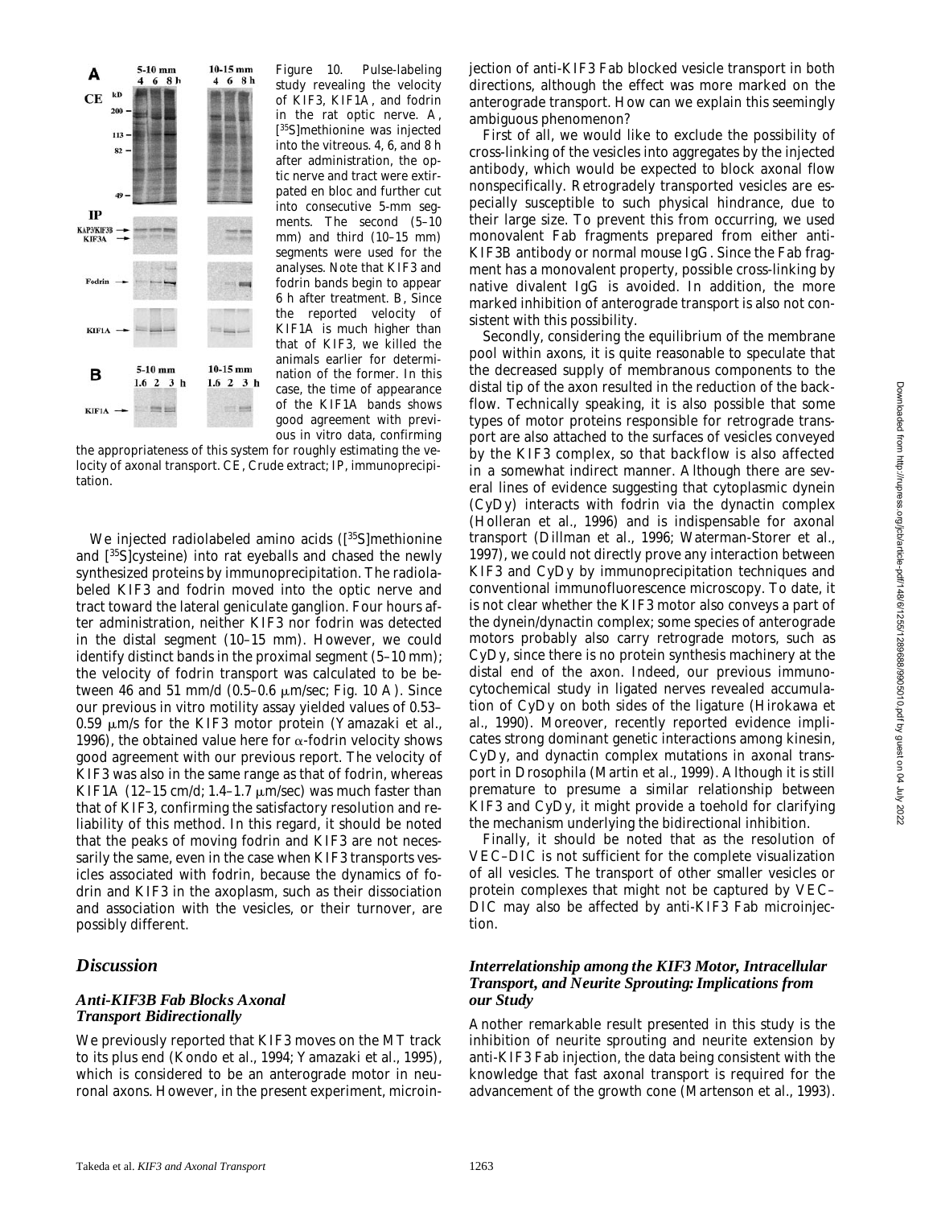Figure 10. Pulse-labeling study revealing the velocity of KIF3, KIF1A, and fodrin in the rat optic nerve. A, [$^{35}$S]methionine was injected into the vitreous. 4, 6, and 8 h after administration, the optic nerve and tract were extirpated en bloc and further cut into consecutive 5-mm segments. The second (5–10 mm) and third (10–15 mm) segments were used for the analyses. Note that KIF3 and fodrin bands begin to appear 6 h after treatment. B, Since the reported velocity of KIF1A is much higher than that of KIF3, we killed the animals earlier for determination of the former. In this case, the time of appearance of the KIF1A bands shows good agreement with previous in vitro data, confirming the appropriateness of this system for roughly estimating the velocity of axonal transport. CE, Crude extract; IP, immunoprecipitation.

We injected radiolabeled amino acids ([$^{35}$S]methionine and [$^{35}$S]cysteine) into rat eyeballs and chased the newly synthesized proteins by immunoprecipitation. The radiolabeled KIF3 and fodrin moved into the optic nerve and tract toward the lateral geniculate ganglion. Four hours after administration, neither KIF3 nor fodrin was detected in the distal segment (10–15 mm). However, we could identify distinct bands in the proximal segment (5–10 mm); the velocity of fodrin transport was calculated to be between 46 and 51 mm/d (0.5–0.6 μm/sec; Fig. 10 A). Since our previous in vitro motility assay yielded values of 0.53–0.59 μm/s for the KIF3 motor protein (Yamazaki et al., 1996), the obtained value here for α-fodrin velocity shows good agreement with our previous report. The velocity of KIF3 was also in the same range as that of fodrin, whereas KIF1A (12–15 cm/d; 1.4–1.7 μm/sec) was much faster than that of KIF3, confirming the satisfactory resolution and reliability of this method. In this regard, it should be noted that the peaks of moving fodrin and KIF3 are not necessarily the same, even in the case when KIF3 transports vesicles associated with fodrin, because the dynamics of fodrin and KIF3 in the axoplasm, such as their dissociation and association with the vesicles, or their turnover, are possibly different.

## Discussion

### Anti-KIF3B Fab Blocks Axonal Transport Bidirectionally

We previously reported that KIF3 moves on the MT track to its plus end (Kondo et al., 1994; Yamazaki et al., 1995), which is considered to be an anterograde motor in neuronal axons. However, in the present experiment, microinjection of anti-KIF3 Fab blocked vesicle transport in both directions, although the effect was more marked on the anterograde transport. How can we explain this seemingly ambiguous phenomenon?

First of all, we would like to exclude the possibility of cross-linking of the vesicles into aggregates by the injected antibody, which would be expected to block axonal flow nonspecifically. Retrogradely transported vesicles are especially susceptible to such physical hindrance, due to their large size. To prevent this from occurring, we used monovalent Fab fragments prepared from either anti-KIF3B antibody or normal mouse IgG. Since the Fab fragment has a monovalent property, possible cross-linking by native divalent IgG is avoided. In addition, the more marked inhibition of anterograde transport is also not consistent with this possibility.

Secondly, considering the equilibrium of the membrane pool within axons, it is quite reasonable to speculate that the decreased supply of membranous components to the distal tip of the axon resulted in the reduction of the backflow. Technically speaking, it is also possible that some types of motor proteins responsible for retrograde transport are also attached to the surfaces of vesicles conveyed by the KIF3 complex, so that backflow is also affected in a somewhat indirect manner. Although there are several lines of evidence suggesting that cytoplasmic dynein (CyDy) interacts with fodrin via the dynactin complex (Holleran et al., 1996) and is indispensable for axonal transport (Dillman et al., 1996; Waterman-Storer et al., 1997), we could not directly prove any interaction between KIF3 and CyDy by immunoprecipitation techniques and conventional immunofluorescence microscopy. To date, it is not clear whether the KIF3 motor also conveys a part of the dynein/dynactin complex; some species of anterograde motors probably also carry retrograde motors, such as CyDy, since there is no protein synthesis machinery at the distal end of the axon. Indeed, our previous immunocytochemical study in ligated nerves revealed accumulation of CyDy on both sides of the ligature (Hirokawa et al., 1990). Moreover, recently reported evidence implicates strong dominant genetic interactions among kinesin, CyDy, and dynactin complex mutations in axonal transport in Drosophila (Martin et al., 1999). Although it is still premature to presume a similar relationship between KIF3 and CyDy, it might provide a toehold for clarifying the mechanism underlying the bidirectional inhibition.

Finally, it should be noted that as the resolution of VEC–DIC is not sufficient for the complete visualization of all vesicles. The transport of other smaller vesicles or protein complexes that might not be captured by VEC–DIC may also be affected by anti-KIF3 Fab microinjection.

### Interrelationship among the KIF3 Motor, Intracellular Transport, and Neurite Sprouting: Implications from our Study

Another remarkable result presented in this study is the inhibition of neurite sprouting and neurite extension by anti-KIF3 Fab injection, the data being consistent with the knowledge that fast axonal transport is required for the advancement of the growth cone (Martenson et al., 1993).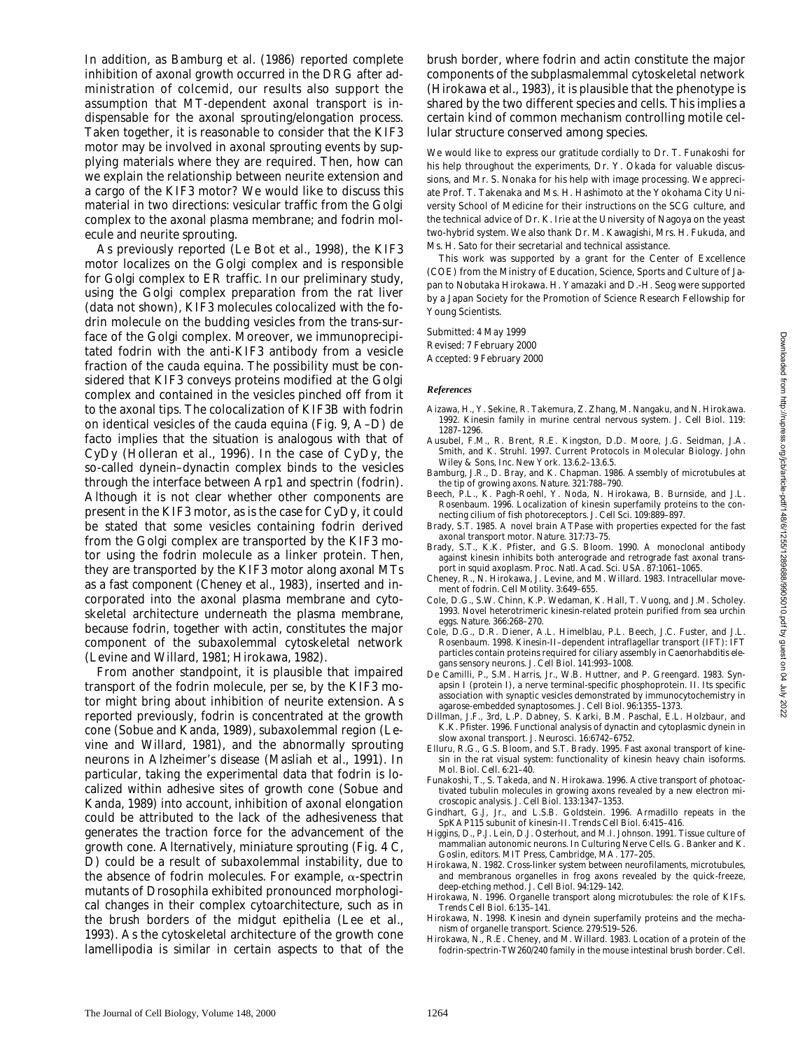In addition, as Bamburg et al. (1986) reported complete inhibition of axonal growth occurred in the DRG after administration of colcemid, our results also support the assumption that MT-dependent axonal transport is indispensable for the axonal sprouting/elongation process. Taken together, it is reasonable to consider that the KIF3 motor may be involved in axonal sprouting events by supplying materials where they are required. Then, how can we explain the relationship between neurite extension and a cargo of the KIF3 motor? We would like to discuss this material in two directions: vesicular traffic from the Golgi complex to the axonal plasma membrane; and fodrin molecule and neurite sprouting.

As previously reported (Le Bot et al., 1998), the KIF3 motor localizes on the Golgi complex and is responsible for Golgi complex to ER traffic. In our preliminary study, using the Golgi complex preparation from the rat liver (data not shown), KIF3 molecules colocalized with the fodrin molecule on the budding vesicles from the trans-surface of the Golgi complex. Moreover, we immunoprecipitated fodrin with the anti-KIF3 antibody from a vesicle fraction of the cauda equina. The possibility must be considered that KIF3 conveys proteins modified at the Golgi complex and contained in the vesicles pinched off from it to the axonal tips. The colocalization of KIF3B with fodrin on identical vesicles of the cauda equina (Fig. 9, A–D) de facto implies that the situation is analogous with that of CyDy (Holleran et al., 1996). In the case of CyDy, the so-called dynein–dynactin complex binds to the vesicles through the interface between Arp1 and spectrin (fodrin). Although it is not clear whether other components are present in the KIF3 motor, as is the case for CyDy, it could be stated that some vesicles containing fodrin derived from the Golgi complex are transported by the KIF3 motor using the fodrin molecule as a linker protein. Then, they are transported by the KIF3 motor along axonal MTs as a fast component (Cheney et al., 1983), inserted and incorporated into the axonal plasma membrane and cytoskeletal architecture underneath the plasma membrane, because fodrin, together with actin, constitutes the major component of the subaxolemmal cytoskeletal network (Levine and Willard, 1981; Hirokawa, 1982).

From another standpoint, it is plausible that impaired transport of the fodrin molecule, per se, by the KIF3 motor might bring about inhibition of neurite extension. As reported previously, fodrin is concentrated at the growth cone (Sobue and Kanda, 1989), subaxolemmal region (Levine and Willard, 1981), and the abnormally sprouting neurons in Alzheimer's disease (Masliah et al., 1991). In particular, taking the experimental data that fodrin is localized within adhesive sites of growth cone (Sobue and Kanda, 1989) into account, inhibition of axonal elongation could be attributed to the lack of the adhesiveness that generates the traction force for the advancement of the growth cone. Alternatively, miniature sprouting (Fig. 4 C, D) could be a result of subaxolemmal instability, due to the absence of fodrin molecules. For example, α-spectrin mutants of Drosophila exhibited pronounced morphological changes in their complex cytoarchitecture, such as in the brush borders of the midgut epithelia (Lee et al., 1993). As the cytoskeletal architecture of the growth cone lamellipodia is similar in certain aspects to that of the brush border, where fodrin and actin constitute the major components of the subplasmalemmal cytoskeletal network (Hirokawa et al., 1983), it is plausible that the phenotype is shared by the two different species and cells. This implies a certain kind of common mechanism controlling motile cellular structure conserved among species.

We would like to express our gratitude cordially to Dr. T. Funakoshi for his help throughout the experiments, Dr. Y. Okada for valuable discussions, and Mr. S. Nonaka for his help with image processing. We appreciate Prof. T. Takenaka and Ms. H. Hashimoto at the Yokohama City University School of Medicine for their instructions on the SCG culture, and the technical advice of Dr. K. Irie at the University of Nagoya on the yeast two-hybrid system. We also thank Dr. M. Kawagishi, Mrs. H. Fukuda, and Ms. H. Sato for their secretarial and technical assistance.

This work was supported by a grant for the Center of Excellence (COE) from the Ministry of Education, Science, Sports and Culture of Japan to Nobutaka Hirokawa. H. Yamazaki and D.-H. Seog were supported by a Japan Society for the Promotion of Science Research Fellowship for Young Scientists.

Submitted: 4 May 1999
Revised: 7 February 2000
Accepted: 9 February 2000

### *References*

- Aizawa, H., Y. Sekine, R. Takemura, Z. Zhang, M. Nangaku, and N. Hirokawa. 1992. Kinesin family in murine central nervous system. *J. Cell Biol.* 119:1287–1296.
- Ausubel, F.M., R. Brent, R.E. Kingston, D.D. Moore, J.G. Seidman, J.A. Smith, and K. Struhl. 1997. Current Protocols in Molecular Biology. John Wiley & Sons, Inc. New York. 13.6.2–13.6.5.
- Bamburg, J.R., D. Bray, and K. Chapman. 1986. Assembly of microtubules at the tip of growing axons. *Nature.* 321:788–790.
- Beech, P.L., K. Pagh-Roehl, Y. Noda, N. Hirokawa, B. Burnside, and J.L. Rosenbaum. 1996. Localization of kinesin superfamily proteins to the connecting cilium of fish photoreceptors. *J. Cell Sci.* 109:889–897.
- Brady, S.T. 1985. A novel brain ATPase with properties expected for the fast axonal transport motor. *Nature.* 317:73–75.
- Brady, S.T., K.K. Pfister, and G.S. Bloom. 1990. A monoclonal antibody against kinesin inhibits both anterograde and retrograde fast axonal transport in squid axoplasm. *Proc. Natl. Acad. Sci. USA.* 87:1061–1065.
- Cheney, R., N. Hirokawa, J. Levine, and M. Willard. 1983. Intracellular movement of fodrin. *Cell Motility.* 3:649–655.
- Cole, D.G., S.W. Chinn, K.P. Wedaman, K. Hall, T. Vuong, and J.M. Scholey. 1993. Novel heterotrimeric kinesin-related protein purified from sea urchin eggs. *Nature.* 366:268–270.
- Cole, D.G., D.R. Diener, A.L. Himelblau, P.L. Beech, J.C. Fuster, and J.L. Rosenbaum. 1998. Kinesin-II–dependent intraflagellar transport (IFT): IFT particles contain proteins required for ciliary assembly in *Caenorhabditis elegans* sensory neurons. *J. Cell Biol.* 141:993–1008.
- De Camilli, P., S.M. Harris, Jr., W.B. Huttner, and P. Greengard. 1983. Synapsin I (protein I), a nerve terminal-specific phosphoprotein. II. Its specific association with synaptic vesicles demonstrated by immunocytochemistry in agarose-embedded synaptosomes. *J. Cell Biol.* 96:1355–1373.
- Dillman, J.F., 3rd, L.P. Dabney, S. Karki, B.M. Paschal, E.L. Holzbaur, and K.K. Pfister. 1996. Functional analysis of dynactin and cytoplasmic dynein in slow axonal transport. *J. Neurosci.* 16:6742–6752.
- Elluru, R.G., G.S. Bloom, and S.T. Brady. 1995. Fast axonal transport of kinesin in the rat visual system: functionality of kinesin heavy chain isoforms. *Mol. Biol. Cell.* 6:21–40.
- Funakoshi, T., S. Takeda, and N. Hirokawa. 1996. Active transport of photoactivated tubulin molecules in growing axons revealed by a new electron microscopic analysis. *J. Cell Biol.* 133:1347–1353.
- Gindhart, G.J, Jr., and L.S.B. Goldstein. 1996. Armadillo repeats in the SpKAP115 subunit of kinesin-II. *Trends Cell Biol.* 6:415–416.
- Higgins, D., P.J. Lein, D.J. Osterhout, and M.I. Johnson. 1991. Tissue culture of mammalian autonomic neurons. *In* Culturing Nerve Cells. G. Banker and K. Goslin, editors. MIT Press, Cambridge, MA. 177–205.
- Hirokawa, N. 1982. Cross-linker system between neurofilaments, microtubules, and membranous organelles in frog axons revealed by the quick-freeze, deep-etching method. *J. Cell Biol.* 94:129–142.
- Hirokawa, N. 1996. Organelle transport along microtubules: the role of KIFs. *Trends Cell Biol.* 6:135–141.
- Hirokawa, N. 1998. Kinesin and dynein superfamily proteins and the mechanism of organelle transport. *Science.* 279:519–526.
- Hirokawa, N., R.E. Cheney, and M. Willard. 1983. Location of a protein of the fodrin-spectrin-TW260/240 family in the mouse intestinal brush border. *Cell.*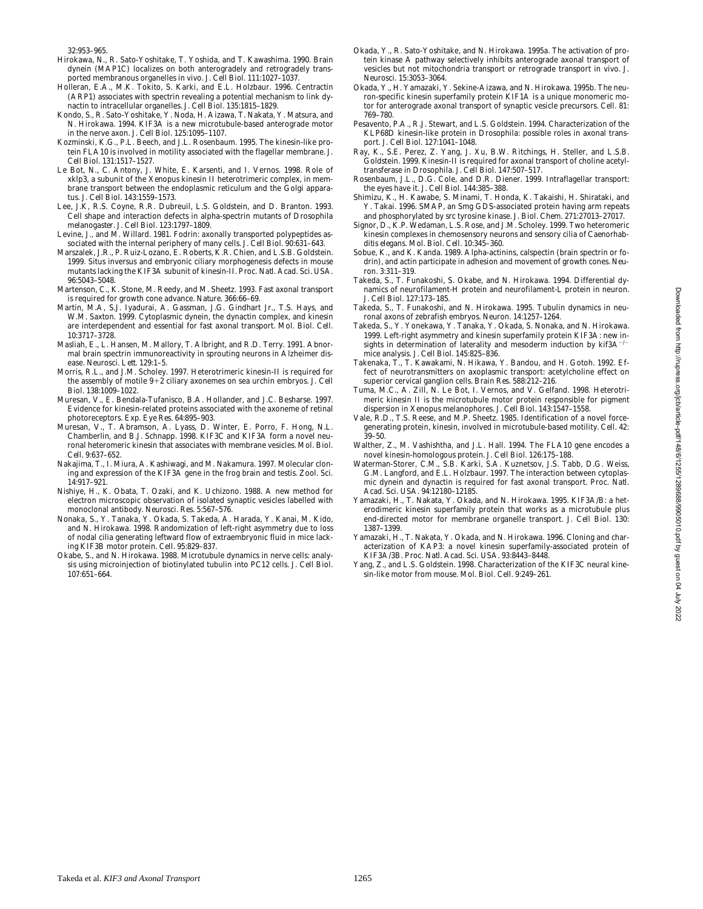32:953–965.

Hirokawa, N., R. Sato-Yoshitake, T. Yoshida, and T. Kawashima. 1990. Brain dynein (MAP1C) localizes on both anterogradely and retrogradely transported membranous organelles in vivo. J. Cell Biol. 111:1027–1037.

Holleran, E.A., M.K. Tokito, S. Karki, and E.L. Holzbaur. 1996. Centractin (ARP1) associates with spectrin revealing a potential mechanism to link dynactin to intracellular organelles. J. Cell Biol. 135:1815–1829.

Kondo, S., R. Sato-Yoshitake, Y. Noda, H. Aizawa, T. Nakata, Y. Matsura, and N. Hirokawa. 1994. KIF3A is a new microtubule-based anterograde motor in the nerve axon. J. Cell Biol. 125:1095–1107.

Kozminski, K.G., P.L. Beech, and J.L. Rosenbaum. 1995. The kinesin-like protein FLA10 is involved in motility associated with the flagellar membrane. J. Cell Biol. 131:1517–1527.

Le Bot, N., C. Antony, J. White, E. Karsenti, and I. Vernos. 1998. Role of xklp3, a subunit of the Xenopus kinesin II heterotrimeric complex, in membrane transport between the endoplasmic reticulum and the Golgi apparatus. J. Cell Biol. 143:1559–1573.

Lee, J.K, R.S. Coyne, R.R. Dubreuil, L.S. Goldstein, and D. Branton. 1993. Cell shape and interaction defects in alpha-spectrin mutants of Drosophila melanogaster. J. Cell Biol. 123:1797–1809.

Levine, J., and M. Willard. 1981. Fodrin: axonally transported polypeptides associated with the internal periphery of many cells. J. Cell Biol. 90:631–643.

Marszalek, J.R., P. Ruiz-Lozano, E. Roberts, K.R. Chien, and L.S.B. Goldstein. 1999. Situs inversus and embryonic ciliary morphogenesis defects in mouse mutants lacking the KIF3A subunit of kinesin-II. Proc. Natl. Acad. Sci. USA. 96:5043–5048.

Martenson, C., K. Stone, M. Reedy, and M. Sheetz. 1993. Fast axonal transport is required for growth cone advance. Nature. 366:66–69.

Martin, M.A, S.J. Iyadurai, A. Gassman, J.G. Gindhart Jr., T.S. Hays, and W.M. Saxton. 1999. Cytoplasmic dynein, the dynactin complex, and kinesin are interdependent and essential for fast axonal transport. Mol. Biol. Cell. 10:3717–3728.

Masliah, E., L. Hansen, M. Mallory, T. Albright, and R.D. Terry. 1991. Abnormal brain spectrin immunoreactivity in sprouting neurons in Alzheimer disease. Neurosci. Lett. 129:1–5.

Morris, R.L., and J.M. Scholey. 1997. Heterotrimeric kinesin-II is required for the assembly of motile 9+2 ciliary axonemes on sea urchin embryos. J. Cell Biol. 138:1009–1022.

Muresan, V., E. Bendala-Tufanisco, B.A. Hollander, and J.C. Besharse. 1997. Evidence for kinesin-related proteins associated with the axoneme of retinal photoreceptors. Exp. Eye Res. 64:895–903.

Muresan, V., T. Abramson, A. Lyass, D. Winter, E. Porro, F. Hong, N.L. Chamberlin, and B.J. Schnapp. 1998. KIF3C and KIF3A form a novel neuronal heteromeric kinesin that associates with membrane vesicles. Mol. Biol. Cell. 9:637–652.

Nakajima, T., I. Miura, A. Kashiwagi, and M. Nakamura. 1997. Molecular cloning and expression of the KIF3A gene in the frog brain and testis. Zool. Sci. 14:917–921.

Nishiye, H., K. Obata, T. Ozaki, and K. Uchizono. 1988. A new method for electron microscopic observation of isolated synaptic vesicles labelled with monoclonal antibody. Neurosci. Res. 5:567–576.

Nonaka, S., Y. Tanaka, Y. Okada, S. Takeda, A. Harada, Y. Kanai, M. Kido, and N. Hirokawa. 1998. Randomization of left-right asymmetry due to loss of nodal cilia generating leftward flow of extraembryonic fluid in mice lacking KIF3B motor protein. Cell. 95:829–837.

Okabe, S., and N. Hirokawa. 1988. Microtubule dynamics in nerve cells: analysis using microinjection of biotinylated tubulin into PC12 cells. J. Cell Biol. 107:651–664.

Okada, Y., R. Sato-Yoshitake, and N. Hirokawa. 1995a. The activation of protein kinase A pathway selectively inhibits anterograde axonal transport of vesicles but not mitochondria transport or retrograde transport in vivo. J. Neurosci. 15:3053–3064.

Okada, Y., H. Yamazaki, Y. Sekine-Aizawa, and N. Hirokawa. 1995b. The neuron-specific kinesin superfamily protein KIF1A is a unique monomeric motor for anterograde axonal transport of synaptic vesicle precursors. Cell. 81: 769–780.

Pesavento, P.A., R.J. Stewart, and L.S. Goldstein. 1994. Characterization of the KLP68D kinesin-like protein in Drosophila: possible roles in axonal transport. J. Cell Biol. 127:1041–1048.

Ray, K., S.E. Perez, Z. Yang, J. Xu, B.W. Ritchings, H. Steller, and L.S.B. Goldstein. 1999. Kinesin-II is required for axonal transport of choline acetyltransferase in Drosophila. J. Cell Biol. 147:507–517.

Rosenbaum, J.L., D.G. Cole, and D.R. Diener. 1999. Intraflagellar transport: the eyes have it. J. Cell Biol. 144:385–388.

Shimizu, K., H. Kawabe, S. Minami, T. Honda, K. Takaishi, H. Shirataki, and Y. Takai. 1996. SMAP, an Smg GDS-associated protein having arm repeats and phosphorylated by src tyrosine kinase. J. Biol. Chem. 271:27013–27017.

Signor, D., K.P. Wedaman, L.S. Rose, and J.M. Scholey. 1999. Two heteromeric kinesin complexes in chemosensory neurons and sensory cilia of Caenorhabditis elegans. Mol. Biol. Cell. 10:345–360.

Sobue, K., and K. Kanda. 1989. Alpha-actinins, calspectin (brain spectrin or fodrin), and actin participate in adhesion and movement of growth cones. Neuron. 3:311–319.

Takeda, S., T. Funakoshi, S. Okabe, and N. Hirokawa. 1994. Differential dynamics of neurofilament-H protein and neurofilament-L protein in neuron. J. Cell Biol. 127:173–185.

Takeda, S., T. Funakoshi, and N. Hirokawa. 1995. Tubulin dynamics in neuronal axons of zebrafish embryos. Neuron. 14:1257–1264.

Takeda, S., Y. Yonekawa, Y. Tanaka, Y. Okada, S. Nonaka, and N. Hirokawa. 1999. Left-right asymmetry and kinesin superfamily protein KIF3A: new insights in determination of laterality and mesoderm induction by kif3A$^{-/-}$ mice analysis. J. Cell Biol. 145:825–836.

Takenaka, T., T. Kawakami, N. Hikawa, Y. Bandou, and H. Gotoh. 1992. Effect of neurotransmitters on axoplasmic transport: acetylcholine effect on superior cervical ganglion cells. Brain Res. 588:212–216.

Tuma, M.C., A. Zill, N. Le Bot, I. Vernos, and V. Gelfand. 1998. Heterotrimeric kinesin II is the microtubule motor protein responsible for pigment dispersion in Xenopus melanophores. J. Cell Biol. 143:1547–1558.

Vale, R.D., T.S. Reese, and M.P. Sheetz. 1985. Identification of a novel force-generating protein, kinesin, involved in microtubule-based motility. Cell. 42: 39–50.

Walther, Z., M. Vashishtha, and J.L. Hall. 1994. The FLA10 gene encodes a novel kinesin-homologous protein. J. Cell Biol. 126:175–188.

Waterman-Storer, C.M., S.B. Karki, S.A. Kuznetsov, J.S. Tabb, D.G. Weiss, G.M. Langford, and E.L. Holzbaur. 1997. The interaction between cytoplasmic dynein and dynactin is required for fast axonal transport. Proc. Natl. Acad. Sci. USA. 94:12180–12185.

Yamazaki, H., T. Nakata, Y. Okada, and N. Hirokawa. 1995. KIF3A/B: a heterodimeric kinesin superfamily protein that works as a microtubule plus end-directed motor for membrane organelle transport. J. Cell Biol. 130: 1387–1399.

Yamazaki, H., T. Nakata, Y. Okada, and N. Hirokawa. 1996. Cloning and characterization of KAP3: a novel kinesin superfamily-associated protein of KIF3A/3B. Proc. Natl. Acad. Sci. USA. 93:8443–8448.

Yang, Z., and L.S. Goldstein. 1998. Characterization of the KIF3C neural kinesin-like motor from mouse. Mol. Biol. Cell. 9:249–261.